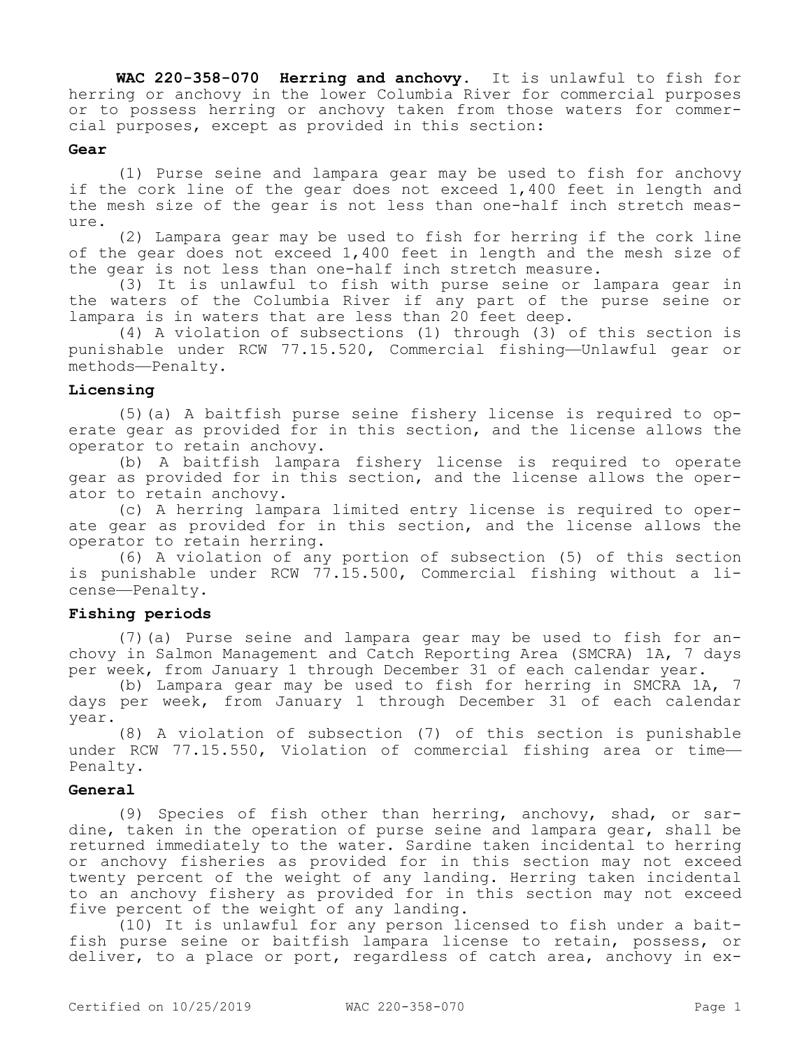**WAC 220-358-070 Herring and anchovy.** It is unlawful to fish for herring or anchovy in the lower Columbia River for commercial purposes or to possess herring or anchovy taken from those waters for commercial purposes, except as provided in this section:

**Gear**

(1) Purse seine and lampara gear may be used to fish for anchovy if the cork line of the gear does not exceed 1,400 feet in length and the mesh size of the gear is not less than one-half inch stretch measure.

(2) Lampara gear may be used to fish for herring if the cork line of the gear does not exceed 1,400 feet in length and the mesh size of the gear is not less than one-half inch stretch measure.

(3) It is unlawful to fish with purse seine or lampara gear in the waters of the Columbia River if any part of the purse seine or lampara is in waters that are less than 20 feet deep.

(4) A violation of subsections (1) through (3) of this section is punishable under RCW 77.15.520, Commercial fishing—Unlawful gear or methods—Penalty.

**Licensing**

(5)(a) A baitfish purse seine fishery license is required to operate gear as provided for in this section, and the license allows the operator to retain anchovy.

(b) A baitfish lampara fishery license is required to operate gear as provided for in this section, and the license allows the operator to retain anchovy.

(c) A herring lampara limited entry license is required to operate gear as provided for in this section, and the license allows the operator to retain herring.

(6) A violation of any portion of subsection (5) of this section is punishable under RCW 77.15.500, Commercial fishing without a license—Penalty.

**Fishing periods**

(7)(a) Purse seine and lampara gear may be used to fish for anchovy in Salmon Management and Catch Reporting Area (SMCRA) 1A, 7 days per week, from January 1 through December 31 of each calendar year.

(b) Lampara gear may be used to fish for herring in SMCRA 1A, 7 days per week, from January 1 through December 31 of each calendar year.

(8) A violation of subsection (7) of this section is punishable under RCW 77.15.550, Violation of commercial fishing area or time—Penalty.

**General**

(9) Species of fish other than herring, anchovy, shad, or sardine, taken in the operation of purse seine and lampara gear, shall be returned immediately to the water. Sardine taken incidental to herring or anchovy fisheries as provided for in this section may not exceed twenty percent of the weight of any landing. Herring taken incidental to an anchovy fishery as provided for in this section may not exceed five percent of the weight of any landing.

(10) It is unlawful for any person licensed to fish under a baitfish purse seine or baitfish lampara license to retain, possess, or deliver, to a place or port, regardless of catch area, anchovy in ex-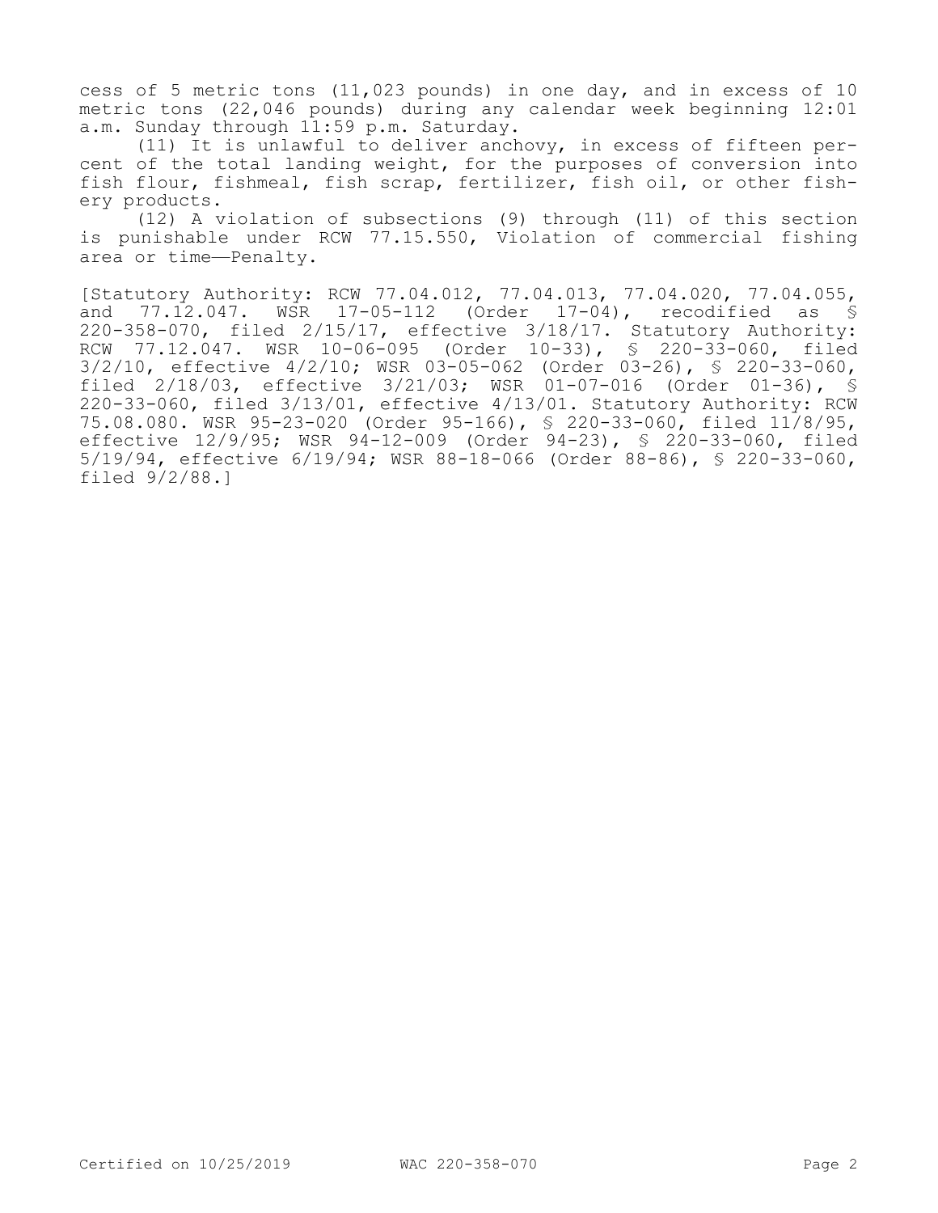cess of 5 metric tons (11,023 pounds) in one day, and in excess of 10 metric tons (22,046 pounds) during any calendar week beginning 12:01 a.m. Sunday through 11:59 p.m. Saturday.

(11) It is unlawful to deliver anchovy, in excess of fifteen percent of the total landing weight, for the purposes of conversion into fish flour, fishmeal, fish scrap, fertilizer, fish oil, or other fishery products.

(12) A violation of subsections (9) through (11) of this section is punishable under RCW 77.15.550, Violation of commercial fishing area or time—Penalty.

[Statutory Authority: RCW 77.04.012, 77.04.013, 77.04.020, 77.04.055, and 77.12.047. WSR 17-05-112 (Order 17-04), recodified as § 220-358-070, filed 2/15/17, effective 3/18/17. Statutory Authority: RCW 77.12.047. WSR 10-06-095 (Order 10-33), § 220-33-060, filed 3/2/10, effective 4/2/10; WSR 03-05-062 (Order 03-26), § 220-33-060, filed 2/18/03, effective 3/21/03; WSR 01-07-016 (Order 01-36), § 220-33-060, filed 3/13/01, effective 4/13/01. Statutory Authority: RCW 75.08.080. WSR 95-23-020 (Order 95-166), § 220-33-060, filed 11/8/95, effective 12/9/95; WSR 94-12-009 (Order 94-23), § 220-33-060, filed 5/19/94, effective 6/19/94; WSR 88-18-066 (Order 88-86), § 220-33-060, filed 9/2/88.]